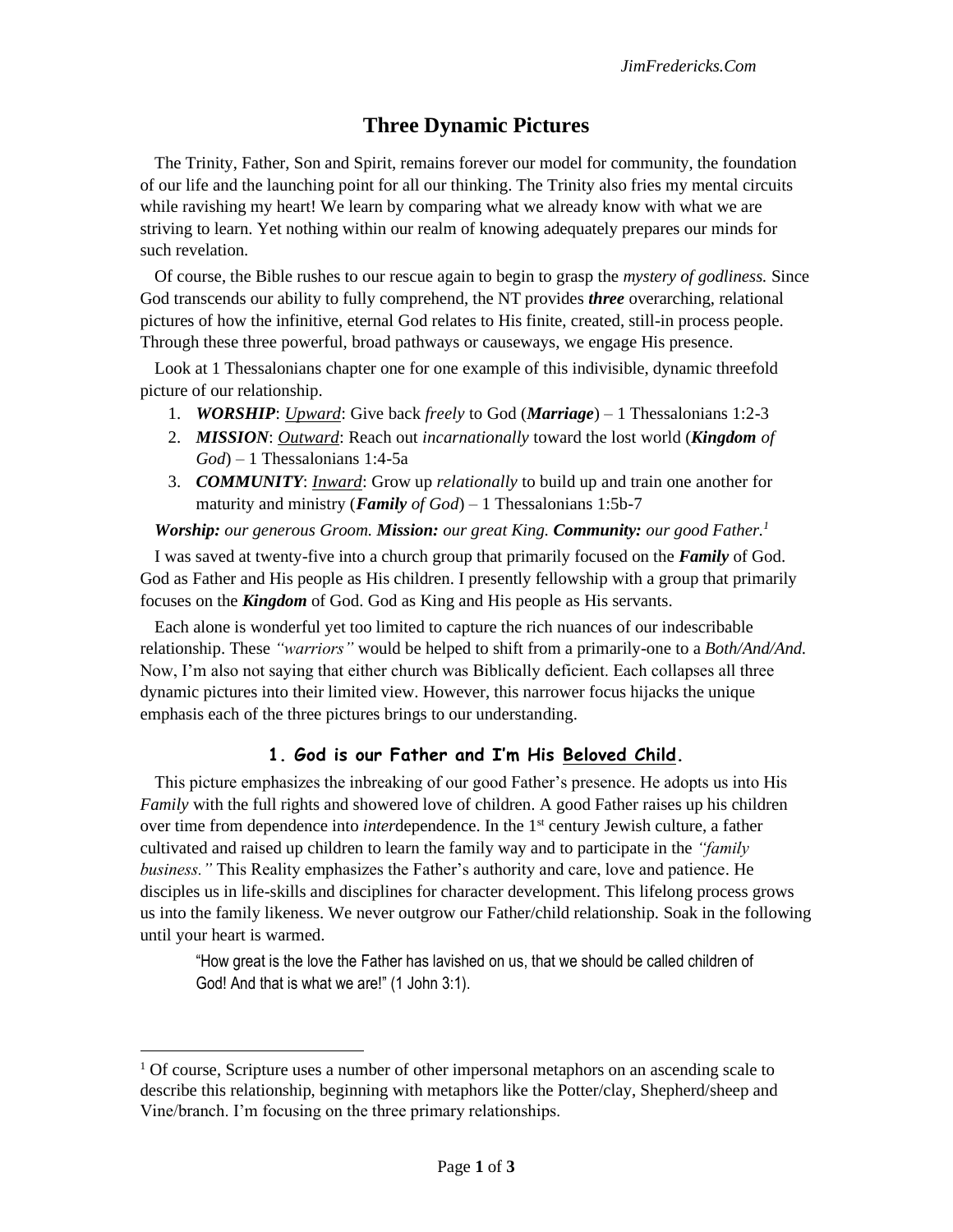# Three Dynamic Pictures

The Trinity, Father, Son and Spirit, remains forever our model for community, the foundation of our life and the launching point for all our thinking. The Trinity also fries my mental circuits while ravishing my heart! We learn by comparing what we already know with what we are striving to learn. Yet nothing within our realm of knowing adequately prepares our minds for such revelation.

Of course, the Bible rushes to our rescue again to begin to grasp the *mystery of godliness.* Since God transcends our ability to fully comprehend, the NT provides ***three*** overarching, relational pictures of how the infinitive, eternal God relates to His finite, created, still-in process people. Through these three powerful, broad pathways or causeways, we engage His presence.

Look at 1 Thessalonians chapter one for one example of this indivisible, dynamic threefold picture of our relationship.

1. ***WORSHIP***: <u>*Upward*</u>: Give back *freely* to God (***Marriage***) – 1 Thessalonians 1:2-3
2. ***MISSION***: <u>*Outward*</u>: Reach out *incarnationally* toward the lost world (***Kingdom*** *of God*) – 1 Thessalonians 1:4-5a
3. ***COMMUNITY***: <u>*Inward*</u>: Grow up *relationally* to build up and train one another for maturity and ministry (***Family*** *of God*) – 1 Thessalonians 1:5b-7

***Worship:*** *our generous Groom.* ***Mission:*** *our great King.* ***Community:*** *our good Father.*[1]

I was saved at twenty-five into a church group that primarily focused on the ***Family*** of God. God as Father and His people as His children. I presently fellowship with a group that primarily focuses on the ***Kingdom*** of God. God as King and His people as His servants.

Each alone is wonderful yet too limited to capture the rich nuances of our indescribable relationship. These *"warriors"* would be helped to shift from a primarily-one to a *Both/And/And.* Now, I'm also not saying that either church was Biblically deficient. Each collapses all three dynamic pictures into their limited view. However, this narrower focus hijacks the unique emphasis each of the three pictures brings to our understanding.

### 1. God is our Father and I'm His <u>Beloved Child</u>.

This picture emphasizes the inbreaking of our good Father's presence. He adopts us into His *Family* with the full rights and showered love of children. A good Father raises up his children over time from dependence into *inter*dependence. In the 1st century Jewish culture, a father cultivated and raised up children to learn the family way and to participate in the *"family business."* This Reality emphasizes the Father's authority and care, love and patience. He disciples us in life-skills and disciplines for character development. This lifelong process grows us into the family likeness. We never outgrow our Father/child relationship. Soak in the following until your heart is warmed.

> "How great is the love the Father has lavished on us, that we should be called children of God! And that is what we are!" (1 John 3:1).

---

[1] Of course, Scripture uses a number of other impersonal metaphors on an ascending scale to describe this relationship, beginning with metaphors like the Potter/clay, Shepherd/sheep and Vine/branch. I'm focusing on the three primary relationships.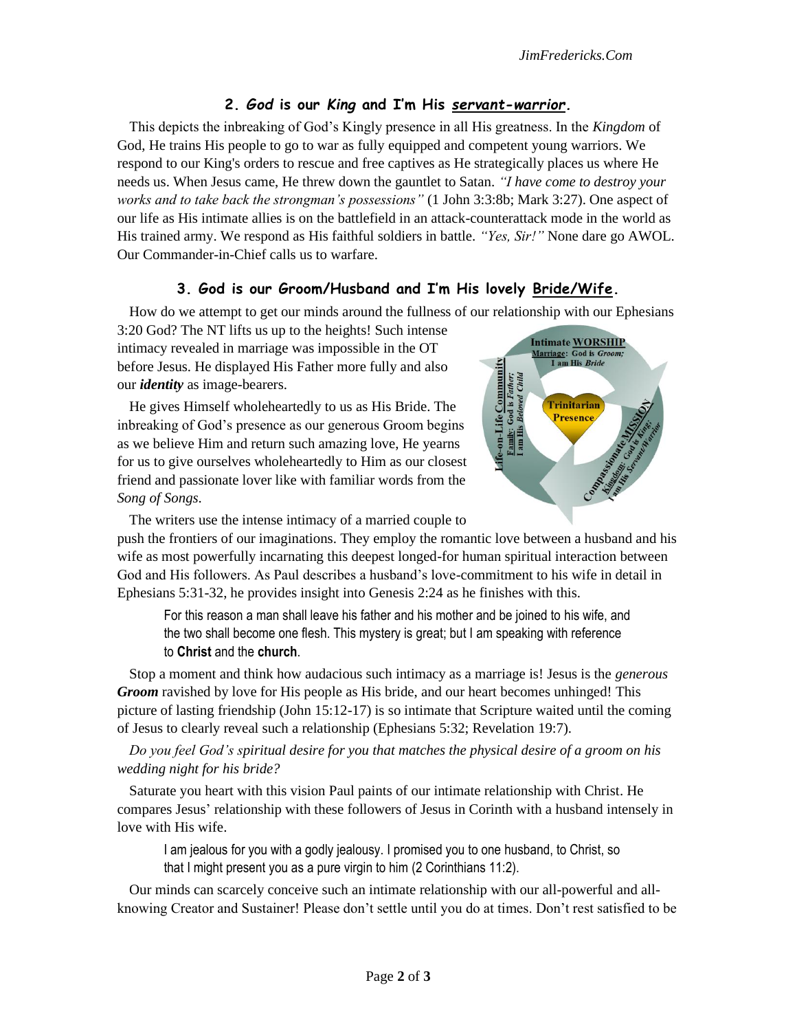### 2. *God* is our *King* and I'm His *servant-warrior*.

This depicts the inbreaking of God's Kingly presence in all His greatness. In the *Kingdom* of God, He trains His people to go to war as fully equipped and competent young warriors. We respond to our King's orders to rescue and free captives as He strategically places us where He needs us. When Jesus came, He threw down the gauntlet to Satan. *"I have come to destroy your works and to take back the strongman's possessions"* (1 John 3:3:8b; Mark 3:27). One aspect of our life as His intimate allies is on the battlefield in an attack-counterattack mode in the world as His trained army. We respond as His faithful soldiers in battle. *"Yes, Sir!"* None dare go AWOL. Our Commander-in-Chief calls us to warfare.

### 3. God is our Groom/Husband and I'm His lovely Bride/Wife.

How do we attempt to get our minds around the fullness of our relationship with our Ephesians 3:20 God? The NT lifts us up to the heights! Such intense intimacy revealed in marriage was impossible in the OT before Jesus. He displayed His Father more fully and also our ***identity*** as image-bearers.

He gives Himself wholeheartedly to us as His Bride. The inbreaking of God's presence as our generous Groom begins as we believe Him and return such amazing love, He yearns for us to give ourselves wholeheartedly to Him as our closest friend and passionate lover like with familiar words from the *Song of Songs*.

The writers use the intense intimacy of a married couple to push the frontiers of our imaginations. They employ the romantic love between a husband and his wife as most powerfully incarnating this deepest longed-for human spiritual interaction between God and His followers. As Paul describes a husband's love-commitment to his wife in detail in Ephesians 5:31-32, he provides insight into Genesis 2:24 as he finishes with this.

> For this reason a man shall leave his father and his mother and be joined to his wife, and the two shall become one flesh. This mystery is great; but I am speaking with reference to **Christ** and the **church**.

Stop a moment and think how audacious such intimacy as a marriage is! Jesus is the *generous **Groom*** ravished by love for His people as His bride, and our heart becomes unhinged! This picture of lasting friendship (John 15:12-17) is so intimate that Scripture waited until the coming of Jesus to clearly reveal such a relationship (Ephesians 5:32; Revelation 19:7).

*Do you feel God's spiritual desire for you that matches the physical desire of a groom on his wedding night for his bride?*

Saturate you heart with this vision Paul paints of our intimate relationship with Christ. He compares Jesus' relationship with these followers of Jesus in Corinth with a husband intensely in love with His wife.

> I am jealous for you with a godly jealousy. I promised you to one husband, to Christ, so that I might present you as a pure virgin to him (2 Corinthians 11:2).

Our minds can scarcely conceive such an intimate relationship with our all-powerful and all-knowing Creator and Sustainer! Please don't settle until you do at times. Don't rest satisfied to be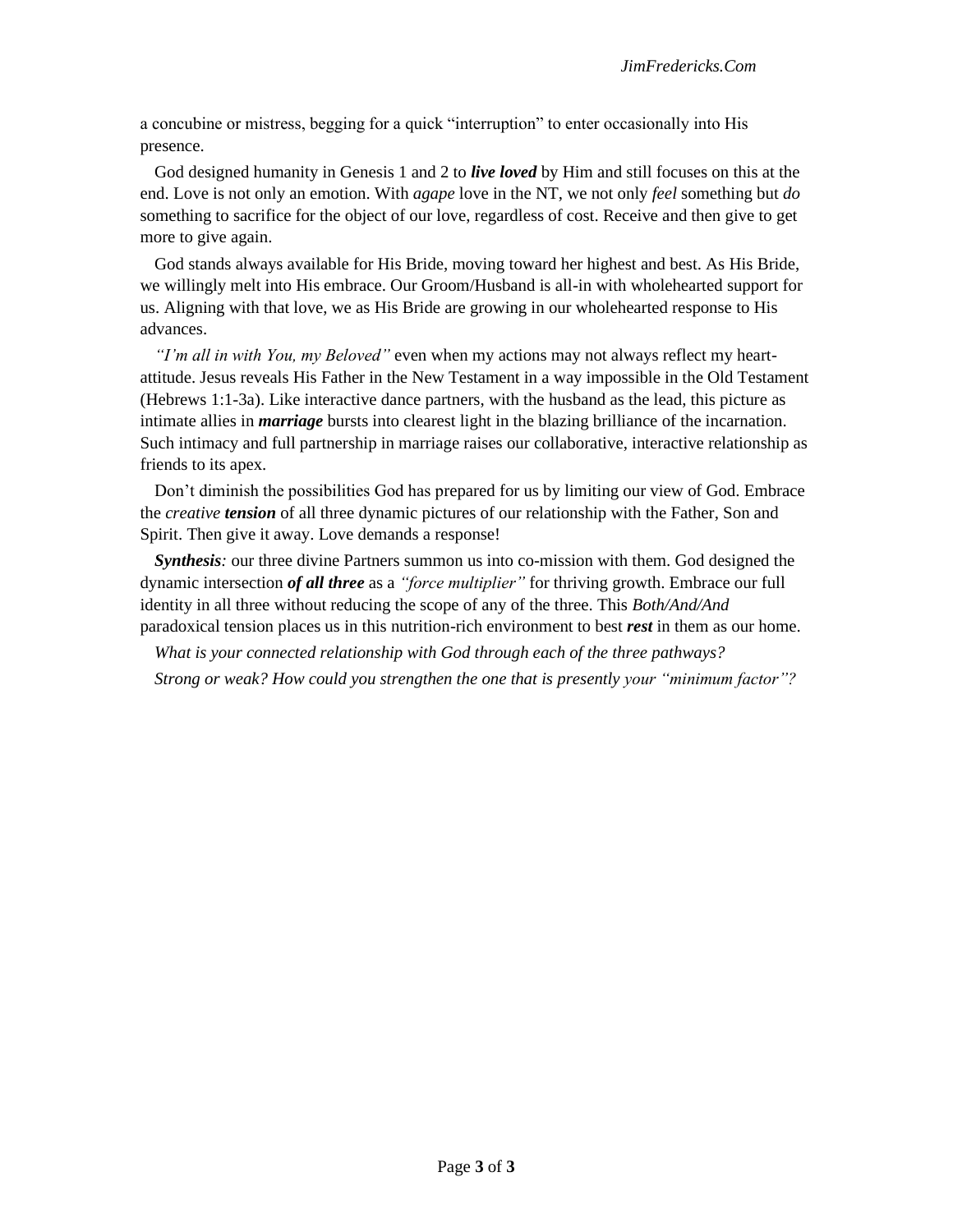a concubine or mistress, begging for a quick "interruption" to enter occasionally into His presence.

God designed humanity in Genesis 1 and 2 to ***live loved*** by Him and still focuses on this at the end. Love is not only an emotion. With *agape* love in the NT, we not only *feel* something but *do* something to sacrifice for the object of our love, regardless of cost. Receive and then give to get more to give again.

God stands always available for His Bride, moving toward her highest and best. As His Bride, we willingly melt into His embrace. Our Groom/Husband is all-in with wholehearted support for us. Aligning with that love, we as His Bride are growing in our wholehearted response to His advances.

*"I'm all in with You, my Beloved"* even when my actions may not always reflect my heart-attitude. Jesus reveals His Father in the New Testament in a way impossible in the Old Testament (Hebrews 1:1-3a). Like interactive dance partners, with the husband as the lead, this picture as intimate allies in ***marriage*** bursts into clearest light in the blazing brilliance of the incarnation. Such intimacy and full partnership in marriage raises our collaborative, interactive relationship as friends to its apex.

Don't diminish the possibilities God has prepared for us by limiting our view of God. Embrace the *creative* ***tension*** of all three dynamic pictures of our relationship with the Father, Son and Spirit. Then give it away. Love demands a response!

***Synthesis****:* our three divine Partners summon us into co-mission with them. God designed the dynamic intersection ***of all three*** as a *"force multiplier"* for thriving growth. Embrace our full identity in all three without reducing the scope of any of the three. This *Both/And/And* paradoxical tension places us in this nutrition-rich environment to best ***rest*** in them as our home.

*What is your connected relationship with God through each of the three pathways?*

*Strong or weak? How could you strengthen the one that is presently your "minimum factor"?*